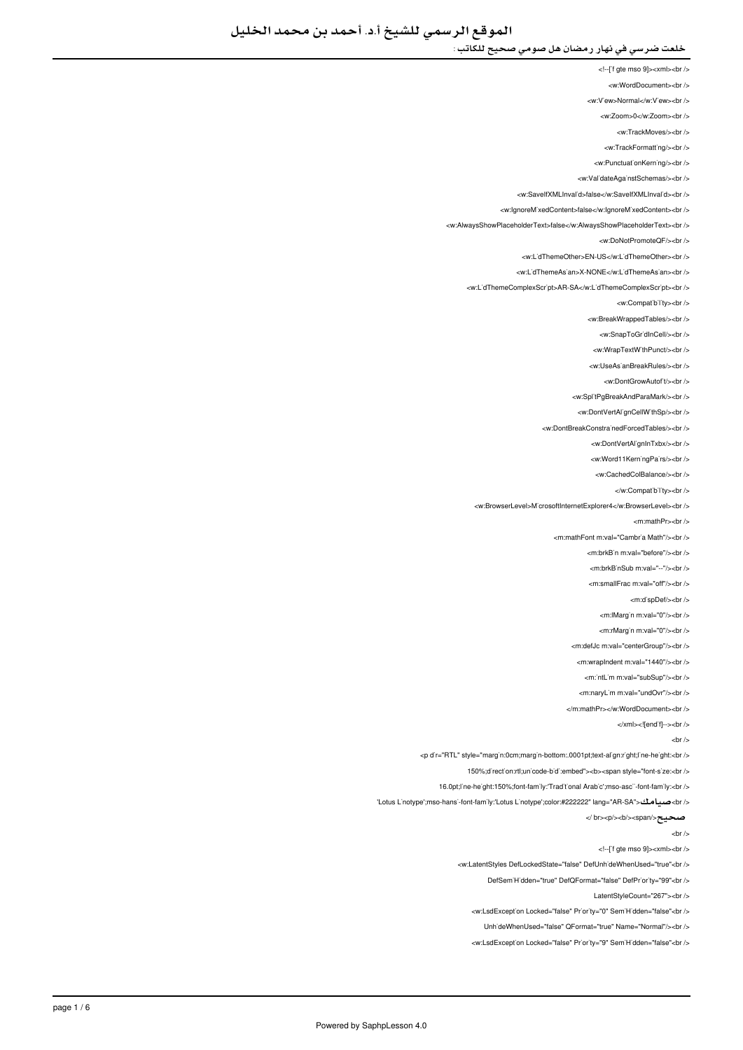# الموقع الرسمي للشيخ أ.د. أحمد بن محمد الخليل

خلعت ضرسي في نهار رمضان هل صومي صحيح للكاتب :

```
<!--[if gte mso 9]><xml><br />
<w:WordDocument><br />
<w:View>Normal</w:View><br />
<w:Zoom>0</w:Zoom><br />
<w:TrackMoves/><br />
<w:TrackFormatting/><br />
<w:PunctuationKerning/><br />
<w:ValidateAgainstSchemas/><br />
<w:SaveIfXMLInvalid>false</w:SaveIfXMLInvalid><br />
<w:IgnoreMixedContent>false</w:IgnoreMixedContent><br />
<w:AlwaysShowPlaceholderText>false</w:AlwaysShowPlaceholderText><br />
<w:DoNotPromoteQF/><br />
<w:LidThemeOther>EN-US</w:LidThemeOther><br />
<w:LidThemeAsian>X-NONE</w:LidThemeAsian><br />
<w:LidThemeComplexScript>AR-SA</w:LidThemeComplexScript><br />
<w:Compatibility><br />
<w:BreakWrappedTables/><br />
<w:SnapToGridInCell/><br />
<w:WrapTextWithPunct/><br />
<w:UseAsianBreakRules/><br />
<w:DontGrowAutofit/><br />
<w:SplitPgBreakAndParaMark/><br />
<w:DontVertAlignCellWithSp/><br />
<w:DontBreakConstrainedForcedTables/><br />
<w:DontVertAlignInTxbx/><br />
<w:Word11KerningPairs/><br />
<w:CachedColBalance/><br />
</w:Compatibility><br />
<w:BrowserLevel>MicrosoftInternetExplorer4</w:BrowserLevel><br />
<m:mathPr><br />
<m:mathFont m:val="Cambria Math"/><br />
<m:brkBin m:val="before"/><br />
<m:brkBinSub m:val="--"/><br />
<m:smallFrac m:val="off"/><br />
<m:dispDef/><br />
<m:lMargin m:val="0"/><br />
<m:rMargin m:val="0"/><br />
<m:defJc m:val="centerGroup"/><br />
<m:wrapIndent m:val="1440"/><br />
<m:intLim m:val="subSup"/><br />
<m:naryLim m:val="undOvr"/><br />
</m:mathPr></w:WordDocument><br />
</xml><![endif]--><br />
<br />
<p dir="RTL" style="margin:0cm;margin-bottom:.0001pt;text-align:right;line-height:<br />
150%;direction:rtl;unicode-bidi:embed"><b><span style="font-size:<br />
16.0pt;line-height:150%;font-family:'Traditional Arabic';mso-ascii-font-family:<br />
'Lotus Linotype';mso-hansi-font-family:'Lotus Linotype';color:#222222" lang="AR-SA">صيامك<br />
صحيح</span></b></p><br />
<br />
<!--[if gte mso 9]><xml><br />
<w:LatentStyles DefLockedState="false" DefUnhideWhenUsed="true"<br />
DefSemiHidden="true" DefQFormat="false" DefPriority="99"<br />
LatentStyleCount="267"><br />
<w:LsdException Locked="false" Priority="0" SemiHidden="false"<br />
UnhideWhenUsed="false" QFormat="true" Name="Normal"/><br />
<w:LsdException Locked="false" Priority="9" SemiHidden="false"<br />
```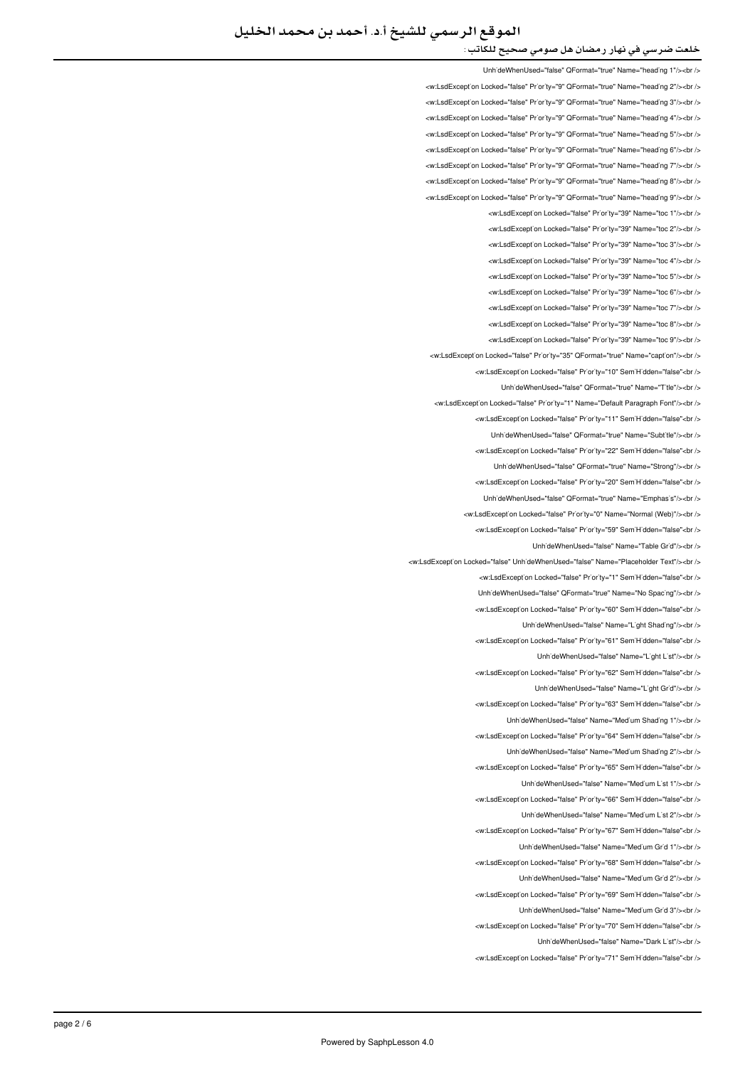Unh'deWhenUsed="false" QFormat="true" Name="head'ng 1"/><br />

<w:LsdExcept'on Locked="false" Pr'or'ty="9" QFormat="true" Name="head'ng 2"/><br />

<w:LsdExcept'on Locked="false" Pr'or'ty="9" QFormat="true" Name="head'ng 3"/><br />

<w:LsdExcept'on Locked="false" Pr'or'ty="9" QFormat="true" Name="head'ng 4"/><br />

<w:LsdExcept'on Locked="false" Pr'or'ty="9" QFormat="true" Name="head'ng 5"/><br />

<w:LsdExcept'on Locked="false" Pr'or'ty="9" QFormat="true" Name="head'ng 6"/><br />

<w:LsdExcept'on Locked="false" Pr'or'ty="9" QFormat="true" Name="head'ng 7"/><br />

<w:LsdExcept'on Locked="false" Pr'or'ty="9" QFormat="true" Name="head'ng 8"/><br />

<w:LsdExcept'on Locked="false" Pr'or'ty="9" QFormat="true" Name="head'ng 9"/><br />

<w:LsdExcept'on Locked="false" Pr'or'ty="39" Name="toc 1"/><br />

<w:LsdExcept'on Locked="false" Pr'or'ty="39" Name="toc 2"/><br />

<w:LsdExcept'on Locked="false" Pr'or'ty="39" Name="toc 3"/><br />

<w:LsdExcept'on Locked="false" Pr'or'ty="39" Name="toc 4"/><br />

<w:LsdExcept'on Locked="false" Pr'or'ty="39" Name="toc 5"/><br />

<w:LsdExcept'on Locked="false" Pr'or'ty="39" Name="toc 6"/><br />

<w:LsdExcept'on Locked="false" Pr'or'ty="39" Name="toc 7"/><br />

<w:LsdExcept'on Locked="false" Pr'or'ty="39" Name="toc 8"/><br />

<w:LsdExcept'on Locked="false" Pr'or'ty="39" Name="toc 9"/><br />

<w:LsdExcept'on Locked="false" Pr'or'ty="35" QFormat="true" Name="capt'on"/><br />

<w:LsdExcept'on Locked="false" Pr'or'ty="10" Sem'H'dden="false"<br />

Unh'deWhenUsed="false" QFormat="true" Name="T'tle"/><br />

<w:LsdExcept'on Locked="false" Pr'or'ty="1" Name="Default Paragraph Font"/><br />

<w:LsdExcept'on Locked="false" Pr'or'ty="11" Sem'H'dden="false"<br />

Unh'deWhenUsed="false" QFormat="true" Name="Subt'tle"/><br />

<w:LsdExcept'on Locked="false" Pr'or'ty="22" Sem'H'dden="false"<br />

Unh'deWhenUsed="false" QFormat="true" Name="Strong"/><br />

<w:LsdExcept'on Locked="false" Pr'or'ty="20" Sem'H'dden="false"<br />

Unh'deWhenUsed="false" QFormat="true" Name="Emphas's"/><br />

<w:LsdExcept'on Locked="false" Pr'or'ty="0" Name="Normal (Web)"/><br />

<w:LsdExcept'on Locked="false" Pr'or'ty="59" Sem'H'dden="false"<br />

Unh'deWhenUsed="false" Name="Table Gr'd"/><br />

<w:LsdExcept'on Locked="false" Unh'deWhenUsed="false" Name="Placeholder Text"/><br />

<w:LsdExcept'on Locked="false" Pr'or'ty="1" Sem'H'dden="false"<br />

Unh'deWhenUsed="false" QFormat="true" Name="No Spac'ng"/><br />

<w:LsdExcept'on Locked="false" Pr'or'ty="60" Sem'H'dden="false"<br />

Unh'deWhenUsed="false" Name="L'ght Shad'ng"/><br />

<w:LsdExcept'on Locked="false" Pr'or'ty="61" Sem'H'dden="false"<br />

Unh'deWhenUsed="false" Name="L'ght L'st"/><br />

<w:LsdExcept'on Locked="false" Pr'or'ty="62" Sem'H'dden="false"<br />

Unh'deWhenUsed="false" Name="L'ght Gr'd"/><br />

<w:LsdExcept'on Locked="false" Pr'or'ty="63" Sem'H'dden="false"<br />

Unh'deWhenUsed="false" Name="Med'um Shad'ng 1"/><br />

<w:LsdExcept'on Locked="false" Pr'or'ty="64" Sem'H'dden="false"<br />

Unh'deWhenUsed="false" Name="Med'um Shad'ng 2"/><br />

<w:LsdExcept'on Locked="false" Pr'or'ty="65" Sem'H'dden="false"<br />

Unh'deWhenUsed="false" Name="Med'um L'st 1"/><br />

<w:LsdExcept'on Locked="false" Pr'or'ty="66" Sem'H'dden="false"<br />

Unh'deWhenUsed="false" Name="Med'um L'st 2"/><br />

<w:LsdExcept'on Locked="false" Pr'or'ty="67" Sem'H'dden="false"<br />

Unh'deWhenUsed="false" Name="Med'um Gr'd 1"/><br />

<w:LsdExcept'on Locked="false" Pr'or'ty="68" Sem'H'dden="false"<br />

Unh'deWhenUsed="false" Name="Med'um Gr'd 2"/><br />

<w:LsdExcept'on Locked="false" Pr'or'ty="69" Sem'H'dden="false"<br />

Unh'deWhenUsed="false" Name="Med'um Gr'd 3"/><br />

<w:LsdExcept'on Locked="false" Pr'or'ty="70" Sem'H'dden="false"<br />

Unh'deWhenUsed="false" Name="Dark L'st"/><br />

<w:LsdExcept'on Locked="false" Pr'or'ty="71" Sem'H'dden="false"<br />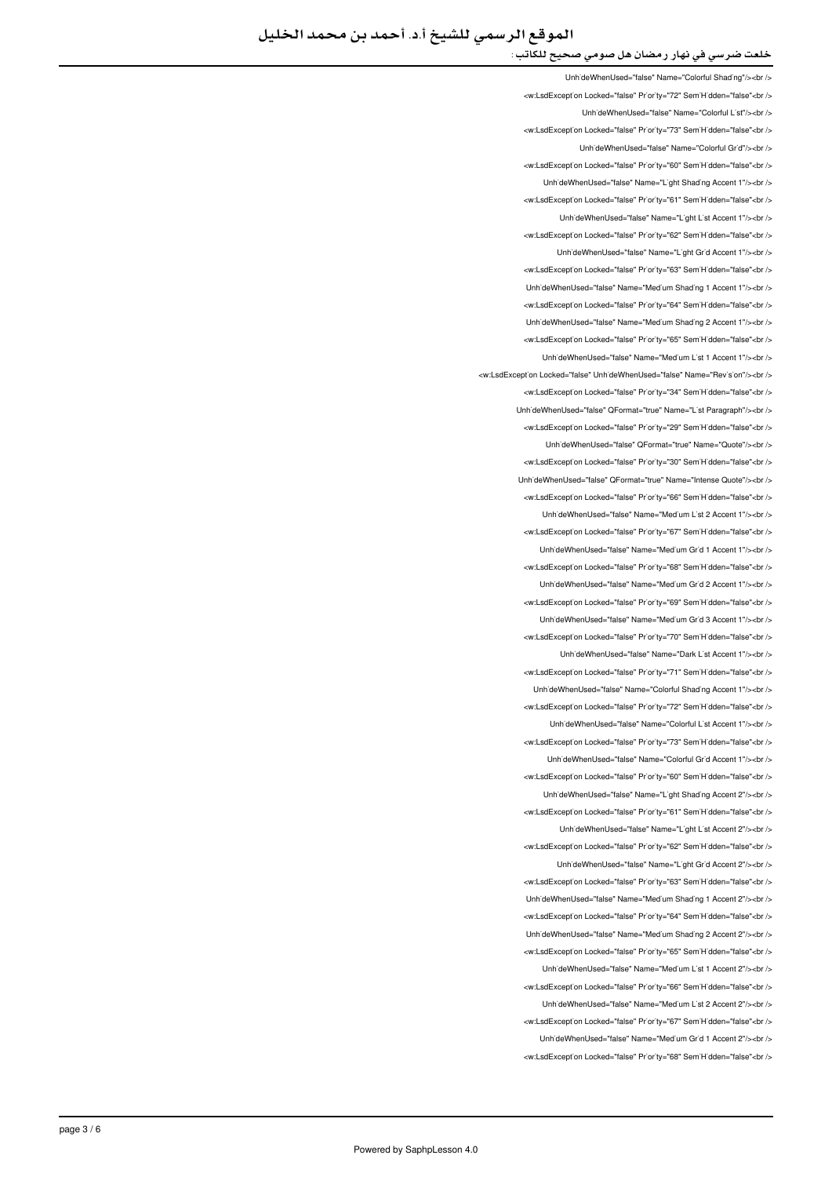UnhideWhenUsed="false" Name="Colorful Shading"/><br />
<w:LsdException Locked="false" Priority="72" SemiHidden="false"<br />
UnhideWhenUsed="false" Name="Colorful List"/><br />
<w:LsdException Locked="false" Priority="73" SemiHidden="false"<br />
UnhideWhenUsed="false" Name="Colorful Grid"/><br />
<w:LsdException Locked="false" Priority="60" SemiHidden="false"<br />
UnhideWhenUsed="false" Name="Light Shading Accent 1"/><br />
<w:LsdException Locked="false" Priority="61" SemiHidden="false"<br />
UnhideWhenUsed="false" Name="Light List Accent 1"/><br />
<w:LsdException Locked="false" Priority="62" SemiHidden="false"<br />
UnhideWhenUsed="false" Name="Light Grid Accent 1"/><br />
<w:LsdException Locked="false" Priority="63" SemiHidden="false"<br />
UnhideWhenUsed="false" Name="Medium Shading 1 Accent 1"/><br />
<w:LsdException Locked="false" Priority="64" SemiHidden="false"<br />
UnhideWhenUsed="false" Name="Medium Shading 2 Accent 1"/><br />
<w:LsdException Locked="false" Priority="65" SemiHidden="false"<br />
UnhideWhenUsed="false" Name="Medium List 1 Accent 1"/><br />
<w:LsdException Locked="false" UnhideWhenUsed="false" Name="Revision"/><br />
<w:LsdException Locked="false" Priority="34" SemiHidden="false"<br />
UnhideWhenUsed="false" QFormat="true" Name="List Paragraph"/><br />
<w:LsdException Locked="false" Priority="29" SemiHidden="false"<br />
UnhideWhenUsed="false" QFormat="true" Name="Quote"/><br />
<w:LsdException Locked="false" Priority="30" SemiHidden="false"<br />
UnhideWhenUsed="false" QFormat="true" Name="Intense Quote"/><br />
<w:LsdException Locked="false" Priority="66" SemiHidden="false"<br />
UnhideWhenUsed="false" Name="Medium List 2 Accent 1"/><br />
<w:LsdException Locked="false" Priority="67" SemiHidden="false"<br />
UnhideWhenUsed="false" Name="Medium Grid 1 Accent 1"/><br />
<w:LsdException Locked="false" Priority="68" SemiHidden="false"<br />
UnhideWhenUsed="false" Name="Medium Grid 2 Accent 1"/><br />
<w:LsdException Locked="false" Priority="69" SemiHidden="false"<br />
UnhideWhenUsed="false" Name="Medium Grid 3 Accent 1"/><br />
<w:LsdException Locked="false" Priority="70" SemiHidden="false"<br />
UnhideWhenUsed="false" Name="Dark List Accent 1"/><br />
<w:LsdException Locked="false" Priority="71" SemiHidden="false"<br />
UnhideWhenUsed="false" Name="Colorful Shading Accent 1"/><br />
<w:LsdException Locked="false" Priority="72" SemiHidden="false"<br />
UnhideWhenUsed="false" Name="Colorful List Accent 1"/><br />
<w:LsdException Locked="false" Priority="73" SemiHidden="false"<br />
UnhideWhenUsed="false" Name="Colorful Grid Accent 1"/><br />
<w:LsdException Locked="false" Priority="60" SemiHidden="false"<br />
UnhideWhenUsed="false" Name="Light Shading Accent 2"/><br />
<w:LsdException Locked="false" Priority="61" SemiHidden="false"<br />
UnhideWhenUsed="false" Name="Light List Accent 2"/><br />
<w:LsdException Locked="false" Priority="62" SemiHidden="false"<br />
UnhideWhenUsed="false" Name="Light Grid Accent 2"/><br />
<w:LsdException Locked="false" Priority="63" SemiHidden="false"<br />
UnhideWhenUsed="false" Name="Medium Shading 1 Accent 2"/><br />
<w:LsdException Locked="false" Priority="64" SemiHidden="false"<br />
UnhideWhenUsed="false" Name="Medium Shading 2 Accent 2"/><br />
<w:LsdException Locked="false" Priority="65" SemiHidden="false"<br />
UnhideWhenUsed="false" Name="Medium List 1 Accent 2"/><br />
<w:LsdException Locked="false" Priority="66" SemiHidden="false"<br />
UnhideWhenUsed="false" Name="Medium List 2 Accent 2"/><br />
<w:LsdException Locked="false" Priority="67" SemiHidden="false"<br />
UnhideWhenUsed="false" Name="Medium Grid 1 Accent 2"/><br />
<w:LsdException Locked="false" Priority="68" SemiHidden="false"<br />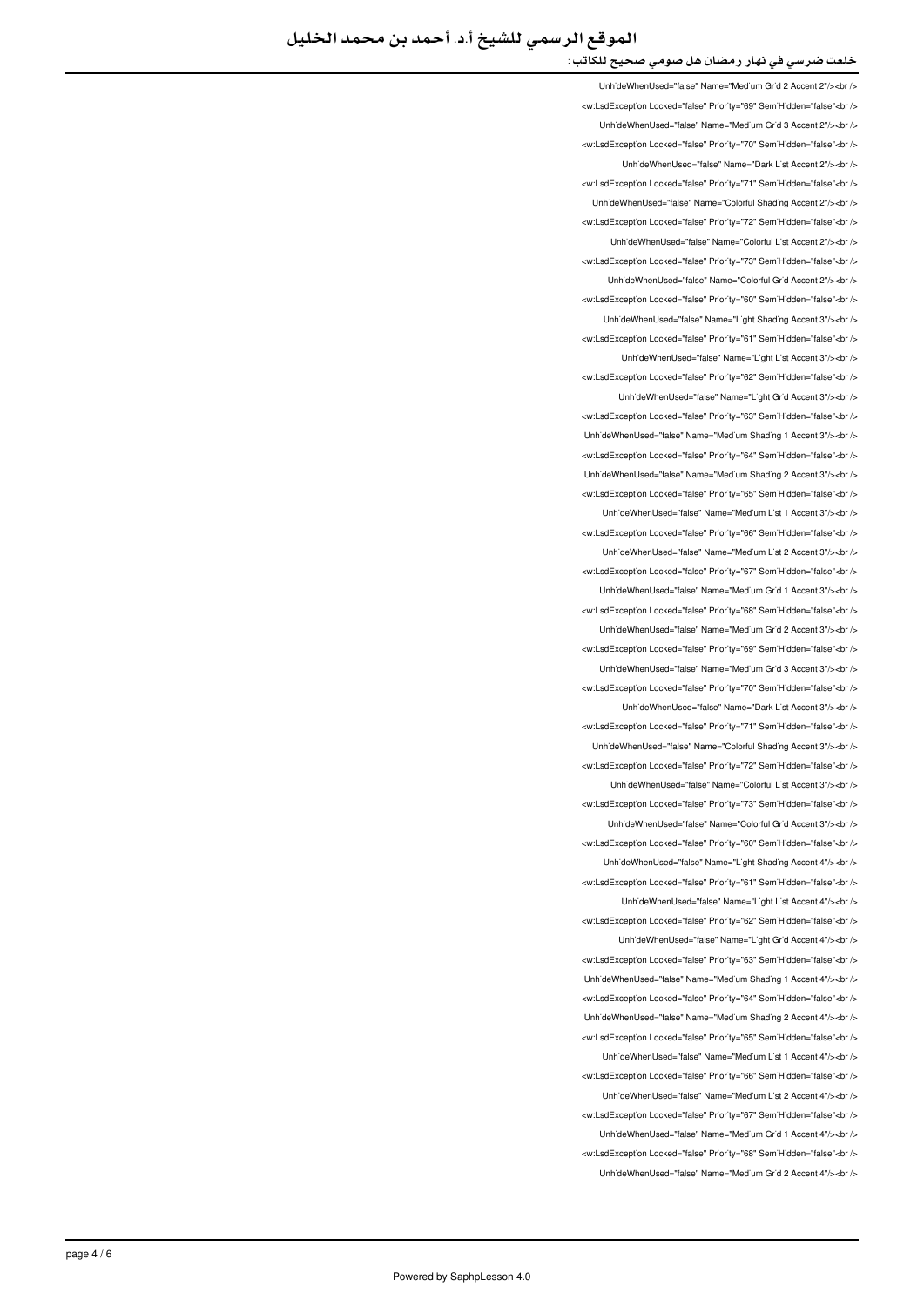UnhideWhenUsed="false" Name="Medium Grid 2 Accent 2"/><br />
<w:LsdException Locked="false" Priority="69" SemiHidden="false"<br />
UnhideWhenUsed="false" Name="Medium Grid 3 Accent 2"/><br />
<w:LsdException Locked="false" Priority="70" SemiHidden="false"<br />
UnhideWhenUsed="false" Name="Dark List Accent 2"/><br />
<w:LsdException Locked="false" Priority="71" SemiHidden="false"<br />
UnhideWhenUsed="false" Name="Colorful Shading Accent 2"/><br />
<w:LsdException Locked="false" Priority="72" SemiHidden="false"<br />
UnhideWhenUsed="false" Name="Colorful List Accent 2"/><br />
<w:LsdException Locked="false" Priority="73" SemiHidden="false"<br />
UnhideWhenUsed="false" Name="Colorful Grid Accent 2"/><br />
<w:LsdException Locked="false" Priority="60" SemiHidden="false"<br />
UnhideWhenUsed="false" Name="Light Shading Accent 3"/><br />
<w:LsdException Locked="false" Priority="61" SemiHidden="false"<br />
UnhideWhenUsed="false" Name="Light List Accent 3"/><br />
<w:LsdException Locked="false" Priority="62" SemiHidden="false"<br />
UnhideWhenUsed="false" Name="Light Grid Accent 3"/><br />
<w:LsdException Locked="false" Priority="63" SemiHidden="false"<br />
UnhideWhenUsed="false" Name="Medium Shading 1 Accent 3"/><br />
<w:LsdException Locked="false" Priority="64" SemiHidden="false"<br />
UnhideWhenUsed="false" Name="Medium Shading 2 Accent 3"/><br />
<w:LsdException Locked="false" Priority="65" SemiHidden="false"<br />
UnhideWhenUsed="false" Name="Medium List 1 Accent 3"/><br />
<w:LsdException Locked="false" Priority="66" SemiHidden="false"<br />
UnhideWhenUsed="false" Name="Medium List 2 Accent 3"/><br />
<w:LsdException Locked="false" Priority="67" SemiHidden="false"<br />
UnhideWhenUsed="false" Name="Medium Grid 1 Accent 3"/><br />
<w:LsdException Locked="false" Priority="68" SemiHidden="false"<br />
UnhideWhenUsed="false" Name="Medium Grid 2 Accent 3"/><br />
<w:LsdException Locked="false" Priority="69" SemiHidden="false"<br />
UnhideWhenUsed="false" Name="Medium Grid 3 Accent 3"/><br />
<w:LsdException Locked="false" Priority="70" SemiHidden="false"<br />
UnhideWhenUsed="false" Name="Dark List Accent 3"/><br />
<w:LsdException Locked="false" Priority="71" SemiHidden="false"<br />
UnhideWhenUsed="false" Name="Colorful Shading Accent 3"/><br />
<w:LsdException Locked="false" Priority="72" SemiHidden="false"<br />
UnhideWhenUsed="false" Name="Colorful List Accent 3"/><br />
<w:LsdException Locked="false" Priority="73" SemiHidden="false"<br />
UnhideWhenUsed="false" Name="Colorful Grid Accent 3"/><br />
<w:LsdException Locked="false" Priority="60" SemiHidden="false"<br />
UnhideWhenUsed="false" Name="Light Shading Accent 4"/><br />
<w:LsdException Locked="false" Priority="61" SemiHidden="false"<br />
UnhideWhenUsed="false" Name="Light List Accent 4"/><br />
<w:LsdException Locked="false" Priority="62" SemiHidden="false"<br />
UnhideWhenUsed="false" Name="Light Grid Accent 4"/><br />
<w:LsdException Locked="false" Priority="63" SemiHidden="false"<br />
UnhideWhenUsed="false" Name="Medium Shading 1 Accent 4"/><br />
<w:LsdException Locked="false" Priority="64" SemiHidden="false"<br />
UnhideWhenUsed="false" Name="Medium Shading 2 Accent 4"/><br />
<w:LsdException Locked="false" Priority="65" SemiHidden="false"<br />
UnhideWhenUsed="false" Name="Medium List 1 Accent 4"/><br />
<w:LsdException Locked="false" Priority="66" SemiHidden="false"<br />
UnhideWhenUsed="false" Name="Medium List 2 Accent 4"/><br />
<w:LsdException Locked="false" Priority="67" SemiHidden="false"<br />
UnhideWhenUsed="false" Name="Medium Grid 1 Accent 4"/><br />
<w:LsdException Locked="false" Priority="68" SemiHidden="false"<br />
UnhideWhenUsed="false" Name="Medium Grid 2 Accent 4"/><br />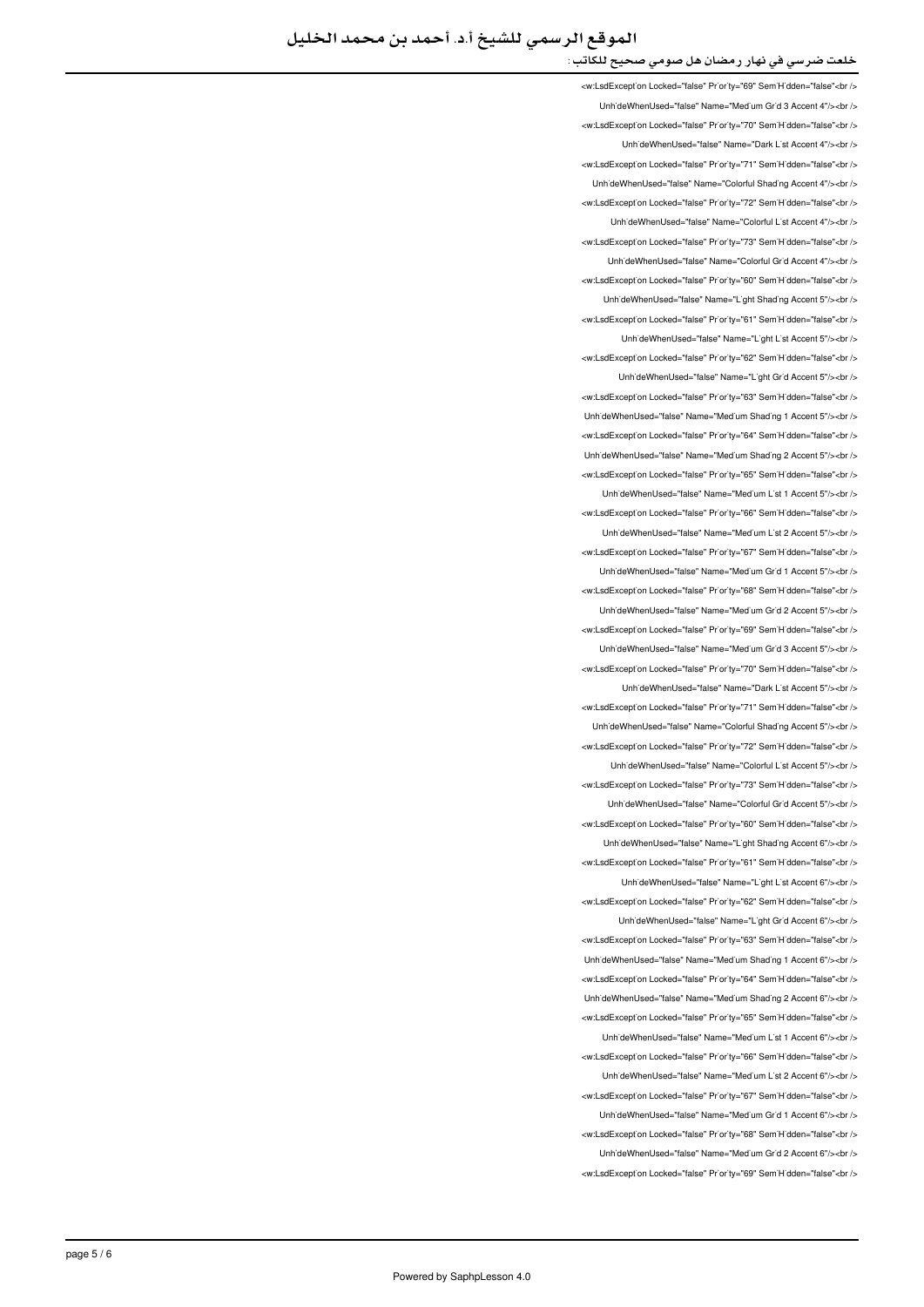```
<w:LsdExcept`on Locked="false" Pr`or`ty="69" Sem`H`dden="false"<br />
Unh`deWhenUsed="false" Name="Med`um Gr`d 3 Accent 4"/><br />
<w:LsdExcept`on Locked="false" Pr`or`ty="70" Sem`H`dden="false"<br />
Unh`deWhenUsed="false" Name="Dark L`st Accent 4"/><br />
<w:LsdExcept`on Locked="false" Pr`or`ty="71" Sem`H`dden="false"<br />
Unh`deWhenUsed="false" Name="Colorful Shad`ng Accent 4"/><br />
<w:LsdExcept`on Locked="false" Pr`or`ty="72" Sem`H`dden="false"<br />
Unh`deWhenUsed="false" Name="Colorful L`st Accent 4"/><br />
<w:LsdExcept`on Locked="false" Pr`or`ty="73" Sem`H`dden="false"<br />
Unh`deWhenUsed="false" Name="Colorful Gr`d Accent 4"/><br />
<w:LsdExcept`on Locked="false" Pr`or`ty="60" Sem`H`dden="false"<br />
Unh`deWhenUsed="false" Name="L`ght Shad`ng Accent 5"/><br />
<w:LsdExcept`on Locked="false" Pr`or`ty="61" Sem`H`dden="false"<br />
Unh`deWhenUsed="false" Name="L`ght L`st Accent 5"/><br />
<w:LsdExcept`on Locked="false" Pr`or`ty="62" Sem`H`dden="false"<br />
Unh`deWhenUsed="false" Name="L`ght Gr`d Accent 5"/><br />
<w:LsdExcept`on Locked="false" Pr`or`ty="63" Sem`H`dden="false"<br />
Unh`deWhenUsed="false" Name="Med`um Shad`ng 1 Accent 5"/><br />
<w:LsdExcept`on Locked="false" Pr`or`ty="64" Sem`H`dden="false"<br />
Unh`deWhenUsed="false" Name="Med`um Shad`ng 2 Accent 5"/><br />
<w:LsdExcept`on Locked="false" Pr`or`ty="65" Sem`H`dden="false"<br />
Unh`deWhenUsed="false" Name="Med`um L`st 1 Accent 5"/><br />
<w:LsdExcept`on Locked="false" Pr`or`ty="66" Sem`H`dden="false"<br />
Unh`deWhenUsed="false" Name="Med`um L`st 2 Accent 5"/><br />
<w:LsdExcept`on Locked="false" Pr`or`ty="67" Sem`H`dden="false"<br />
Unh`deWhenUsed="false" Name="Med`um Gr`d 1 Accent 5"/><br />
<w:LsdExcept`on Locked="false" Pr`or`ty="68" Sem`H`dden="false"<br />
Unh`deWhenUsed="false" Name="Med`um Gr`d 2 Accent 5"/><br />
<w:LsdExcept`on Locked="false" Pr`or`ty="69" Sem`H`dden="false"<br />
Unh`deWhenUsed="false" Name="Med`um Gr`d 3 Accent 5"/><br />
<w:LsdExcept`on Locked="false" Pr`or`ty="70" Sem`H`dden="false"<br />
Unh`deWhenUsed="false" Name="Dark L`st Accent 5"/><br />
<w:LsdExcept`on Locked="false" Pr`or`ty="71" Sem`H`dden="false"<br />
Unh`deWhenUsed="false" Name="Colorful Shad`ng Accent 5"/><br />
<w:LsdExcept`on Locked="false" Pr`or`ty="72" Sem`H`dden="false"<br />
Unh`deWhenUsed="false" Name="Colorful L`st Accent 5"/><br />
<w:LsdExcept`on Locked="false" Pr`or`ty="73" Sem`H`dden="false"<br />
Unh`deWhenUsed="false" Name="Colorful Gr`d Accent 5"/><br />
<w:LsdExcept`on Locked="false" Pr`or`ty="60" Sem`H`dden="false"<br />
Unh`deWhenUsed="false" Name="L`ght Shad`ng Accent 6"/><br />
<w:LsdExcept`on Locked="false" Pr`or`ty="61" Sem`H`dden="false"<br />
Unh`deWhenUsed="false" Name="L`ght L`st Accent 6"/><br />
<w:LsdExcept`on Locked="false" Pr`or`ty="62" Sem`H`dden="false"<br />
Unh`deWhenUsed="false" Name="L`ght Gr`d Accent 6"/><br />
<w:LsdExcept`on Locked="false" Pr`or`ty="63" Sem`H`dden="false"<br />
Unh`deWhenUsed="false" Name="Med`um Shad`ng 1 Accent 6"/><br />
<w:LsdExcept`on Locked="false" Pr`or`ty="64" Sem`H`dden="false"<br />
Unh`deWhenUsed="false" Name="Med`um Shad`ng 2 Accent 6"/><br />
<w:LsdExcept`on Locked="false" Pr`or`ty="65" Sem`H`dden="false"<br />
Unh`deWhenUsed="false" Name="Med`um L`st 1 Accent 6"/><br />
<w:LsdExcept`on Locked="false" Pr`or`ty="66" Sem`H`dden="false"<br />
Unh`deWhenUsed="false" Name="Med`um L`st 2 Accent 6"/><br />
<w:LsdExcept`on Locked="false" Pr`or`ty="67" Sem`H`dden="false"<br />
Unh`deWhenUsed="false" Name="Med`um Gr`d 1 Accent 6"/><br />
<w:LsdExcept`on Locked="false" Pr`or`ty="68" Sem`H`dden="false"<br />
Unh`deWhenUsed="false" Name="Med`um Gr`d 2 Accent 6"/><br />
<w:LsdExcept`on Locked="false" Pr`or`ty="69" Sem`H`dden="false"<br />
```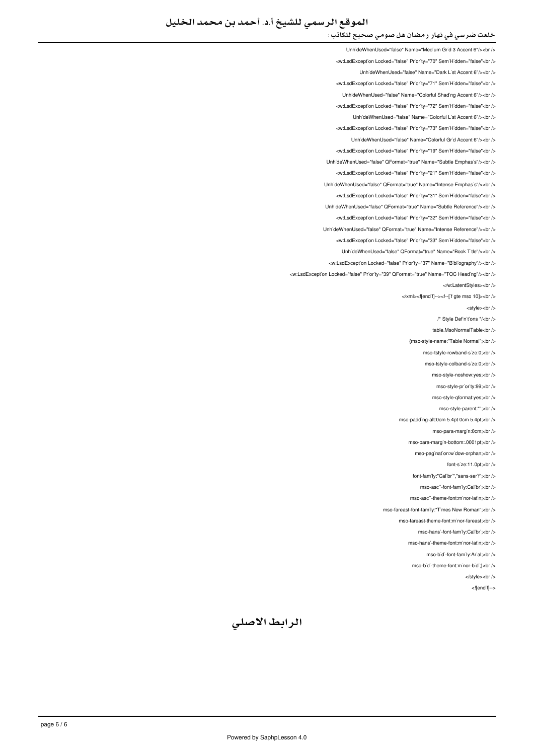```
UnhideWhenUsed="false" Name="Medium Grid 3 Accent 6"/><br />
<w:LsdException Locked="false" Priority="70" SemiHidden="false"<br />
UnhideWhenUsed="false" Name="Dark List Accent 6"/><br />
<w:LsdException Locked="false" Priority="71" SemiHidden="false"<br />
UnhideWhenUsed="false" Name="Colorful Shading Accent 6"/><br />
<w:LsdException Locked="false" Priority="72" SemiHidden="false"<br />
UnhideWhenUsed="false" Name="Colorful List Accent 6"/><br />
<w:LsdException Locked="false" Priority="73" SemiHidden="false"<br />
UnhideWhenUsed="false" Name="Colorful Grid Accent 6"/><br />
<w:LsdException Locked="false" Priority="19" SemiHidden="false"<br />
UnhideWhenUsed="false" QFormat="true" Name="Subtle Emphasis"/><br />
<w:LsdException Locked="false" Priority="21" SemiHidden="false"<br />
UnhideWhenUsed="false" QFormat="true" Name="Intense Emphasis"/><br />
<w:LsdException Locked="false" Priority="31" SemiHidden="false"<br />
UnhideWhenUsed="false" QFormat="true" Name="Subtle Reference"/><br />
<w:LsdException Locked="false" Priority="32" SemiHidden="false"<br />
UnhideWhenUsed="false" QFormat="true" Name="Intense Reference"/><br />
<w:LsdException Locked="false" Priority="33" SemiHidden="false"<br />
UnhideWhenUsed="false" QFormat="true" Name="Book Title"/><br />
<w:LsdException Locked="false" Priority="37" Name="Bibliography"/><br />
<w:LsdException Locked="false" Priority="39" QFormat="true" Name="TOC Heading"/><br />
</w:LatentStyles><br />
</xml><![endif]--><!--[if gte mso 10]><br />
<style><br />
/* Style Definitions */<br />
table.MsoNormalTable<br />
{mso-style-name:"Table Normal";<br />
mso-tstyle-rowband-size:0;<br />
mso-tstyle-colband-size:0;<br />
mso-style-noshow:yes;<br />
mso-style-priority:99;<br />
mso-style-qformat:yes;<br />
mso-style-parent:"";<br />
mso-padding-alt:0cm 5.4pt 0cm 5.4pt;<br />
mso-para-margin:0cm;<br />
mso-para-margin-bottom:.0001pt;<br />
mso-pagination:widow-orphan;<br />
font-size:11.0pt;<br />
font-family:"Calibri","sans-serif";<br />
mso-ascii-font-family:Calibri;<br />
mso-ascii-theme-font:minor-latin;<br />
mso-fareast-font-family:"Times New Roman";<br />
mso-fareast-theme-font:minor-fareast;<br />
mso-hansi-font-family:Calibri;<br />
mso-hansi-theme-font:minor-latin;<br />
mso-bidi-font-family:Arial;<br />
mso-bidi-theme-font:minor-bidi;}<br />
</style><br />
<![endif]-->
```

## الرابط الاصلي